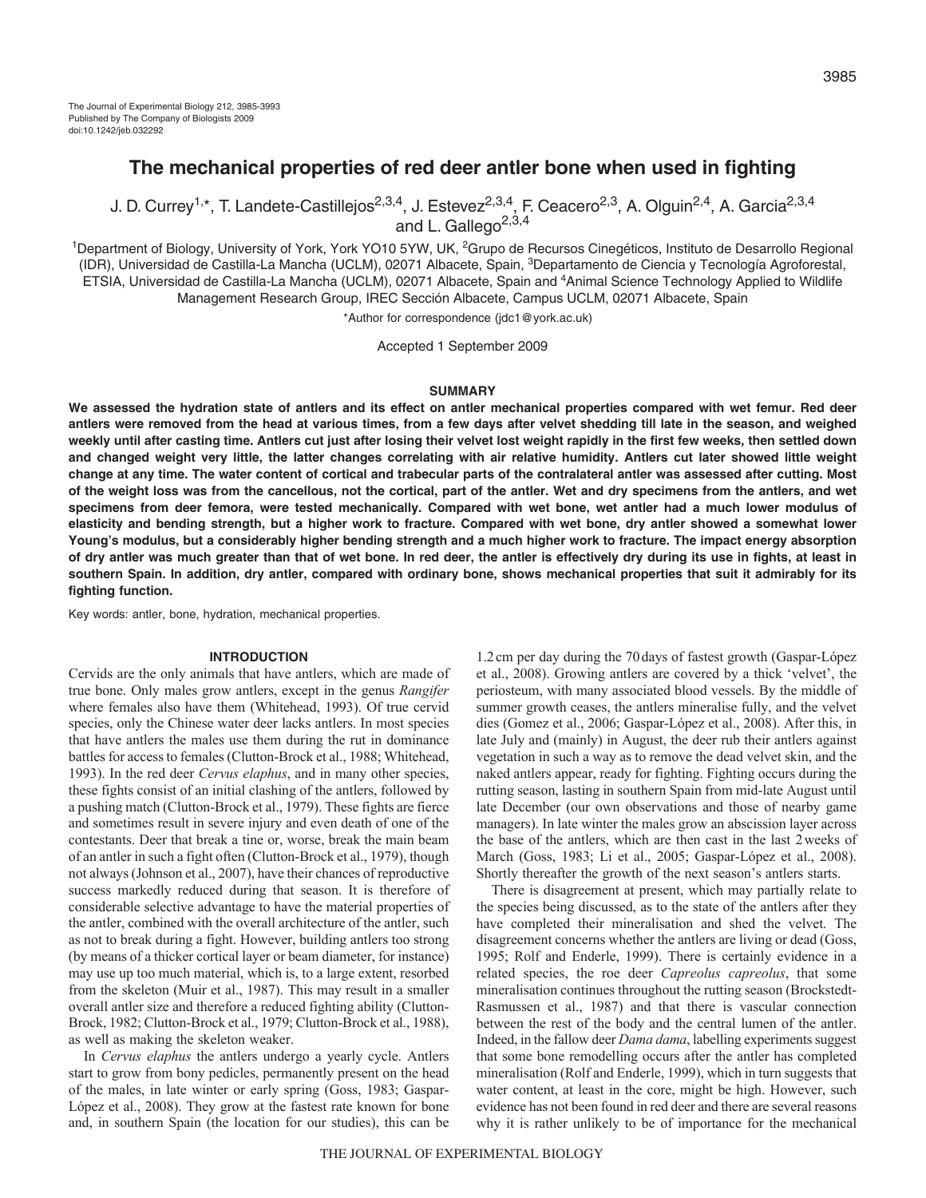The Journal of Experimental Biology 212, 3985-3993
Published by The Company of Biologists 2009
doi:10.1242/jeb.032292

# The mechanical properties of red deer antler bone when used in fighting

J. D. Currey[1,*], T. Landete-Castillejos[2,3,4], J. Estevez[2,3,4], F. Ceacero[2,3], A. Olguin[2,4], A. Garcia[2,3,4] and L. Gallego[2,3,4]

[1]Department of Biology, University of York, York YO10 5YW, UK, [2]Grupo de Recursos Cinegéticos, Instituto de Desarrollo Regional (IDR), Universidad de Castilla-La Mancha (UCLM), 02071 Albacete, Spain, [3]Departamento de Ciencia y Tecnología Agroforestal, ETSIA, Universidad de Castilla-La Mancha (UCLM), 02071 Albacete, Spain and [4]Animal Science Technology Applied to Wildlife Management Research Group, IREC Sección Albacete, Campus UCLM, 02071 Albacete, Spain

*Author for correspondence (jdc1@york.ac.uk)

Accepted 1 September 2009

## SUMMARY

**We assessed the hydration state of antlers and its effect on antler mechanical properties compared with wet femur. Red deer antlers were removed from the head at various times, from a few days after velvet shedding till late in the season, and weighed weekly until after casting time. Antlers cut just after losing their velvet lost weight rapidly in the first few weeks, then settled down and changed weight very little, the latter changes correlating with air relative humidity. Antlers cut later showed little weight change at any time. The water content of cortical and trabecular parts of the contralateral antler was assessed after cutting. Most of the weight loss was from the cancellous, not the cortical, part of the antler. Wet and dry specimens from the antlers, and wet specimens from deer femora, were tested mechanically. Compared with wet bone, wet antler had a much lower modulus of elasticity and bending strength, but a higher work to fracture. Compared with wet bone, dry antler showed a somewhat lower Young's modulus, but a considerably higher bending strength and a much higher work to fracture. The impact energy absorption of dry antler was much greater than that of wet bone. In red deer, the antler is effectively dry during its use in fights, at least in southern Spain. In addition, dry antler, compared with ordinary bone, shows mechanical properties that suit it admirably for its fighting function.**

Key words: antler, bone, hydration, mechanical properties.

## INTRODUCTION

Cervids are the only animals that have antlers, which are made of true bone. Only males grow antlers, except in the genus *Rangifer* where females also have them (Whitehead, 1993). Of true cervid species, only the Chinese water deer lacks antlers. In most species that have antlers the males use them during the rut in dominance battles for access to females (Clutton-Brock et al., 1988; Whitehead, 1993). In the red deer *Cervus elaphus*, and in many other species, these fights consist of an initial clashing of the antlers, followed by a pushing match (Clutton-Brock et al., 1979). These fights are fierce and sometimes result in severe injury and even death of one of the contestants. Deer that break a tine or, worse, break the main beam of an antler in such a fight often (Clutton-Brock et al., 1979), though not always (Johnson et al., 2007), have their chances of reproductive success markedly reduced during that season. It is therefore of considerable selective advantage to have the material properties of the antler, combined with the overall architecture of the antler, such as not to break during a fight. However, building antlers too strong (by means of a thicker cortical layer or beam diameter, for instance) may use up too much material, which is, to a large extent, resorbed from the skeleton (Muir et al., 1987). This may result in a smaller overall antler size and therefore a reduced fighting ability (Clutton-Brock, 1982; Clutton-Brock et al., 1979; Clutton-Brock et al., 1988), as well as making the skeleton weaker.

In *Cervus elaphus* the antlers undergo a yearly cycle. Antlers start to grow from bony pedicles, permanently present on the head of the males, in late winter or early spring (Goss, 1983; Gaspar-López et al., 2008). They grow at the fastest rate known for bone and, in southern Spain (the location for our studies), this can be 1.2 cm per day during the 70 days of fastest growth (Gaspar-López et al., 2008). Growing antlers are covered by a thick 'velvet', the periosteum, with many associated blood vessels. By the middle of summer growth ceases, the antlers mineralise fully, and the velvet dies (Gomez et al., 2006; Gaspar-López et al., 2008). After this, in late July and (mainly) in August, the deer rub their antlers against vegetation in such a way as to remove the dead velvet skin, and the naked antlers appear, ready for fighting. Fighting occurs during the rutting season, lasting in southern Spain from mid-late August until late December (our own observations and those of nearby game managers). In late winter the males grow an abscission layer across the base of the antlers, which are then cast in the last 2 weeks of March (Goss, 1983; Li et al., 2005; Gaspar-López et al., 2008). Shortly thereafter the growth of the next season's antlers starts.

There is disagreement at present, which may partially relate to the species being discussed, as to the state of the antlers after they have completed their mineralisation and shed the velvet. The disagreement concerns whether the antlers are living or dead (Goss, 1995; Rolf and Enderle, 1999). There is certainly evidence in a related species, the roe deer *Capreolus capreolus*, that some mineralisation continues throughout the rutting season (Brockstedt-Rasmussen et al., 1987) and that there is vascular connection between the rest of the body and the central lumen of the antler. Indeed, in the fallow deer *Dama dama*, labelling experiments suggest that some bone remodelling occurs after the antler has completed mineralisation (Rolf and Enderle, 1999), which in turn suggests that water content, at least in the core, might be high. However, such evidence has not been found in red deer and there are several reasons why it is rather unlikely to be of importance for the mechanical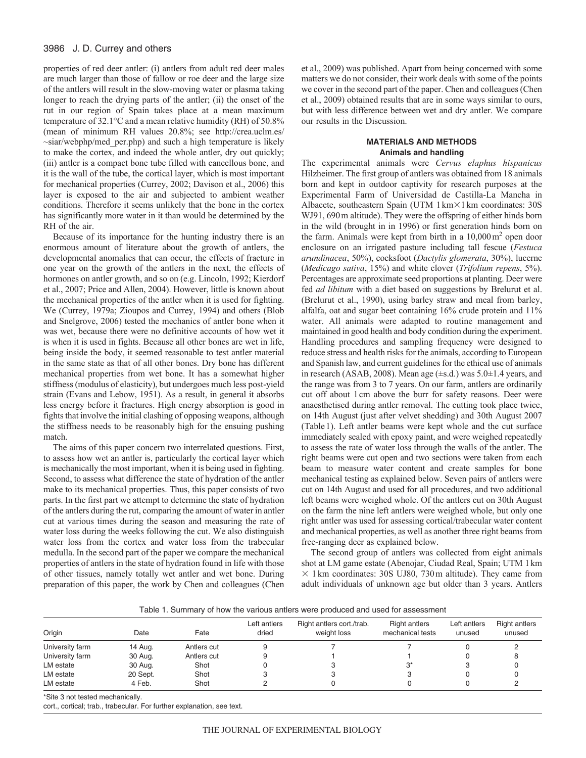properties of red deer antler: (i) antlers from adult red deer males are much larger than those of fallow or roe deer and the large size of the antlers will result in the slow-moving water or plasma taking longer to reach the drying parts of the antler; (ii) the onset of the rut in our region of Spain takes place at a mean maximum temperature of 32.1°C and a mean relative humidity (RH) of 50.8% (mean of minimum RH values 20.8%; see http://crea.uclm.es/~siar/webphp/med_per.php) and such a high temperature is likely to make the cortex, and indeed the whole antler, dry out quickly; (iii) antler is a compact bone tube filled with cancellous bone, and it is the wall of the tube, the cortical layer, which is most important for mechanical properties (Currey, 2002; Davison et al., 2006) this layer is exposed to the air and subjected to ambient weather conditions. Therefore it seems unlikely that the bone in the cortex has significantly more water in it than would be determined by the RH of the air.

Because of its importance for the hunting industry there is an enormous amount of literature about the growth of antlers, the developmental anomalies that can occur, the effects of fracture in one year on the growth of the antlers in the next, the effects of hormones on antler growth, and so on (e.g. Lincoln, 1992; Kierdorf et al., 2007; Price and Allen, 2004). However, little is known about the mechanical properties of the antler when it is used for fighting. We (Currey, 1979a; Zioupos and Currey, 1994) and others (Blob and Snelgrove, 2006) tested the mechanics of antler bone when it was wet, because there were no definitive accounts of how wet it is when it is used in fights. Because all other bones are wet in life, being inside the body, it seemed reasonable to test antler material in the same state as that of all other bones. Dry bone has different mechanical properties from wet bone. It has a somewhat higher stiffness (modulus of elasticity), but undergoes much less post-yield strain (Evans and Lebow, 1951). As a result, in general it absorbs less energy before it fractures. High energy absorption is good in fights that involve the initial clashing of opposing weapons, although the stiffness needs to be reasonably high for the ensuing pushing match.

The aims of this paper concern two interrelated questions. First, to assess how wet an antler is, particularly the cortical layer which is mechanically the most important, when it is being used in fighting. Second, to assess what difference the state of hydration of the antler make to its mechanical properties. Thus, this paper consists of two parts. In the first part we attempt to determine the state of hydration of the antlers during the rut, comparing the amount of water in antler cut at various times during the season and measuring the rate of water loss during the weeks following the cut. We also distinguish water loss from the cortex and water loss from the trabecular medulla. In the second part of the paper we compare the mechanical properties of antlers in the state of hydration found in life with those of other tissues, namely totally wet antler and wet bone. During preparation of this paper, the work by Chen and colleagues (Chen et al., 2009) was published. Apart from being concerned with some matters we do not consider, their work deals with some of the points we cover in the second part of the paper. Chen and colleagues (Chen et al., 2009) obtained results that are in some ways similar to ours, but with less difference between wet and dry antler. We compare our results in the Discussion.

## MATERIALS AND METHODS

### Animals and handling

The experimental animals were *Cervus elaphus hispanicus* Hilzheimer. The first group of antlers was obtained from 18 animals born and kept in outdoor captivity for research purposes at the Experimental Farm of Universidad de Castilla-La Mancha in Albacete, southeastern Spain (UTM 1 km×1 km coordinates: 30S WJ91, 690 m altitude). They were the offspring of either hinds born in the wild (brought in in 1996) or first generation hinds born on the farm. Animals were kept from birth in a 10,000 m$^2$ open door enclosure on an irrigated pasture including tall fescue (*Festuca arundinacea*, 50%), cocksfoot (*Dactylis glomerata*, 30%), lucerne (*Medicago sativa*, 15%) and white clover (*Trifolium repens*, 5%). Percentages are approximate seed proportions at planting. Deer were fed *ad libitum* with a diet based on suggestions by Brelurut et al. (Brelurut et al., 1990), using barley straw and meal from barley, alfalfa, oat and sugar beet containing 16% crude protein and 11% water. All animals were adapted to routine management and maintained in good health and body condition during the experiment. Handling procedures and sampling frequency were designed to reduce stress and health risks for the animals, according to European and Spanish law, and current guidelines for the ethical use of animals in research (ASAB, 2008). Mean age (±s.d.) was 5.0±1.4 years, and the range was from 3 to 7 years. On our farm, antlers are ordinarily cut off about 1 cm above the burr for safety reasons. Deer were anaesthetised during antler removal. The cutting took place twice, on 14th August (just after velvet shedding) and 30th August 2007 (Table 1). Left antler beams were kept whole and the cut surface immediately sealed with epoxy paint, and were weighed repeatedly to assess the rate of water loss through the walls of the antler. The right beams were cut open and two sections were taken from each beam to measure water content and create samples for bone mechanical testing as explained below. Seven pairs of antlers were cut on 14th August and used for all procedures, and two additional left beams were weighed whole. Of the antlers cut on 30th August on the farm the nine left antlers were weighed whole, but only one right antler was used for assessing cortical/trabecular water content and mechanical properties, as well as another three right beams from free-ranging deer as explained below.

The second group of antlers was collected from eight animals shot at LM game estate (Abenojar, Ciudad Real, Spain; UTM 1 km × 1 km coordinates: 30S UJ80, 730 m altitude). They came from adult individuals of unknown age but older than 3 years. Antlers

Table 1. Summary of how the various antlers were produced and used for assessment

| Origin | Date | Fate | Left antlers dried | Right antlers cort./trab. weight loss | Right antlers mechanical tests | Left antlers unused | Right antlers unused |
|---|---|---|---|---|---|---|---|
| University farm | 14 Aug. | Antlers cut | 9 | 7 | 7 | 0 | 2 |
| University farm | 30 Aug. | Antlers cut | 9 | 1 | 1 | 0 | 8 |
| LM estate | 30 Aug. | Shot | 0 | 3 | 3* | 3 | 0 |
| LM estate | 20 Sept. | Shot | 3 | 3 | 3 | 0 | 0 |
| LM estate | 4 Feb. | Shot | 2 | 0 | 0 | 0 | 2 |

*Site 3 not tested mechanically.

cort., cortical; trab., trabecular. For further explanation, see text.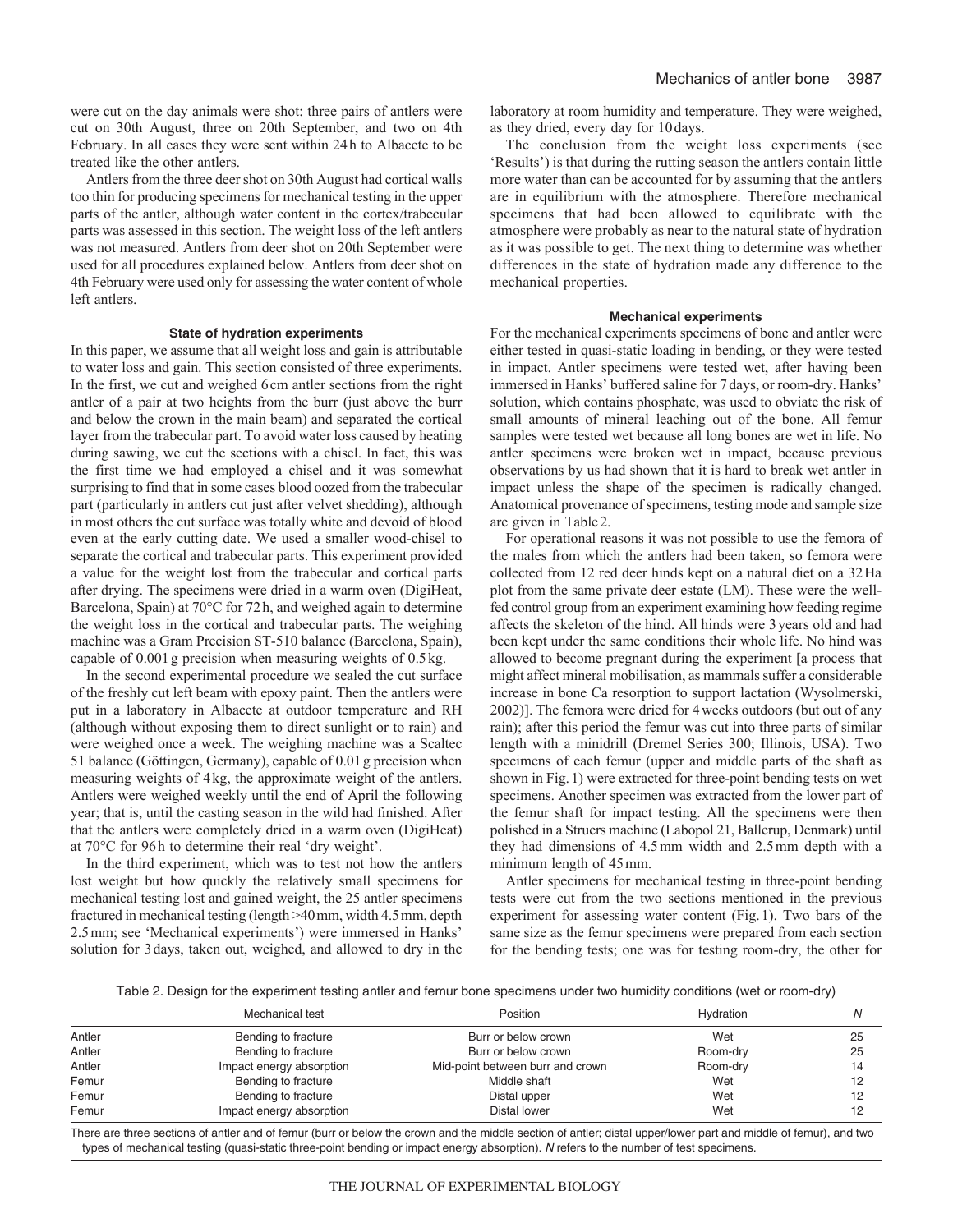were cut on the day animals were shot: three pairs of antlers were cut on 30th August, three on 20th September, and two on 4th February. In all cases they were sent within 24 h to Albacete to be treated like the other antlers.

Antlers from the three deer shot on 30th August had cortical walls too thin for producing specimens for mechanical testing in the upper parts of the antler, although water content in the cortex/trabecular parts was assessed in this section. The weight loss of the left antlers was not measured. Antlers from deer shot on 20th September were used for all procedures explained below. Antlers from deer shot on 4th February were used only for assessing the water content of whole left antlers.

#### State of hydration experiments

In this paper, we assume that all weight loss and gain is attributable to water loss and gain. This section consisted of three experiments. In the first, we cut and weighed 6 cm antler sections from the right antler of a pair at two heights from the burr (just above the burr and below the crown in the main beam) and separated the cortical layer from the trabecular part. To avoid water loss caused by heating during sawing, we cut the sections with a chisel. In fact, this was the first time we had employed a chisel and it was somewhat surprising to find that in some cases blood oozed from the trabecular part (particularly in antlers cut just after velvet shedding), although in most others the cut surface was totally white and devoid of blood even at the early cutting date. We used a smaller wood-chisel to separate the cortical and trabecular parts. This experiment provided a value for the weight lost from the trabecular and cortical parts after drying. The specimens were dried in a warm oven (DigiHeat, Barcelona, Spain) at 70°C for 72 h, and weighed again to determine the weight loss in the cortical and trabecular parts. The weighing machine was a Gram Precision ST-510 balance (Barcelona, Spain), capable of 0.001 g precision when measuring weights of 0.5 kg.

In the second experimental procedure we sealed the cut surface of the freshly cut left beam with epoxy paint. Then the antlers were put in a laboratory in Albacete at outdoor temperature and RH (although without exposing them to direct sunlight or to rain) and were weighed once a week. The weighing machine was a Scaltec 51 balance (Göttingen, Germany), capable of 0.01 g precision when measuring weights of 4 kg, the approximate weight of the antlers. Antlers were weighed weekly until the end of April the following year; that is, until the casting season in the wild had finished. After that the antlers were completely dried in a warm oven (DigiHeat) at 70°C for 96 h to determine their real 'dry weight'.

In the third experiment, which was to test not how the antlers lost weight but how quickly the relatively small specimens for mechanical testing lost and gained weight, the 25 antler specimens fractured in mechanical testing (length >40 mm, width 4.5 mm, depth 2.5 mm; see 'Mechanical experiments') were immersed in Hanks' solution for 3 days, taken out, weighed, and allowed to dry in the laboratory at room humidity and temperature. They were weighed, as they dried, every day for 10 days.

The conclusion from the weight loss experiments (see 'Results') is that during the rutting season the antlers contain little more water than can be accounted for by assuming that the antlers are in equilibrium with the atmosphere. Therefore mechanical specimens that had been allowed to equilibrate with the atmosphere were probably as near to the natural state of hydration as it was possible to get. The next thing to determine was whether differences in the state of hydration made any difference to the mechanical properties.

#### Mechanical experiments

For the mechanical experiments specimens of bone and antler were either tested in quasi-static loading in bending, or they were tested in impact. Antler specimens were tested wet, after having been immersed in Hanks' buffered saline for 7 days, or room-dry. Hanks' solution, which contains phosphate, was used to obviate the risk of small amounts of mineral leaching out of the bone. All femur samples were tested wet because all long bones are wet in life. No antler specimens were broken wet in impact, because previous observations by us had shown that it is hard to break wet antler in impact unless the shape of the specimen is radically changed. Anatomical provenance of specimens, testing mode and sample size are given in Table 2.

For operational reasons it was not possible to use the femora of the males from which the antlers had been taken, so femora were collected from 12 red deer hinds kept on a natural diet on a 32 Ha plot from the same private deer estate (LM). These were the well-fed control group from an experiment examining how feeding regime affects the skeleton of the hind. All hinds were 3 years old and had been kept under the same conditions their whole life. No hind was allowed to become pregnant during the experiment [a process that might affect mineral mobilisation, as mammals suffer a considerable increase in bone Ca resorption to support lactation (Wysolmerski, 2002)]. The femora were dried for 4 weeks outdoors (but out of any rain); after this period the femur was cut into three parts of similar length with a minidrill (Dremel Series 300; Illinois, USA). Two specimens of each femur (upper and middle parts of the shaft as shown in Fig. 1) were extracted for three-point bending tests on wet specimens. Another specimen was extracted from the lower part of the femur shaft for impact testing. All the specimens were then polished in a Struers machine (Labopol 21, Ballerup, Denmark) until they had dimensions of 4.5 mm width and 2.5 mm depth with a minimum length of 45 mm.

Antler specimens for mechanical testing in three-point bending tests were cut from the two sections mentioned in the previous experiment for assessing water content (Fig. 1). Two bars of the same size as the femur specimens were prepared from each section for the bending tests; one was for testing room-dry, the other for

Table 2. Design for the experiment testing antler and femur bone specimens under two humidity conditions (wet or room-dry)

| | Mechanical test | Position | Hydration | *N* |
|---|---|---|---|---|
| Antler | Bending to fracture | Burr or below crown | Wet | 25 |
| Antler | Bending to fracture | Burr or below crown | Room-dry | 25 |
| Antler | Impact energy absorption | Mid-point between burr and crown | Room-dry | 14 |
| Femur | Bending to fracture | Middle shaft | Wet | 12 |
| Femur | Bending to fracture | Distal upper | Wet | 12 |
| Femur | Impact energy absorption | Distal lower | Wet | 12 |

There are three sections of antler and of femur (burr or below the crown and the middle section of antler; distal upper/lower part and middle of femur), and two types of mechanical testing (quasi-static three-point bending or impact energy absorption). *N* refers to the number of test specimens.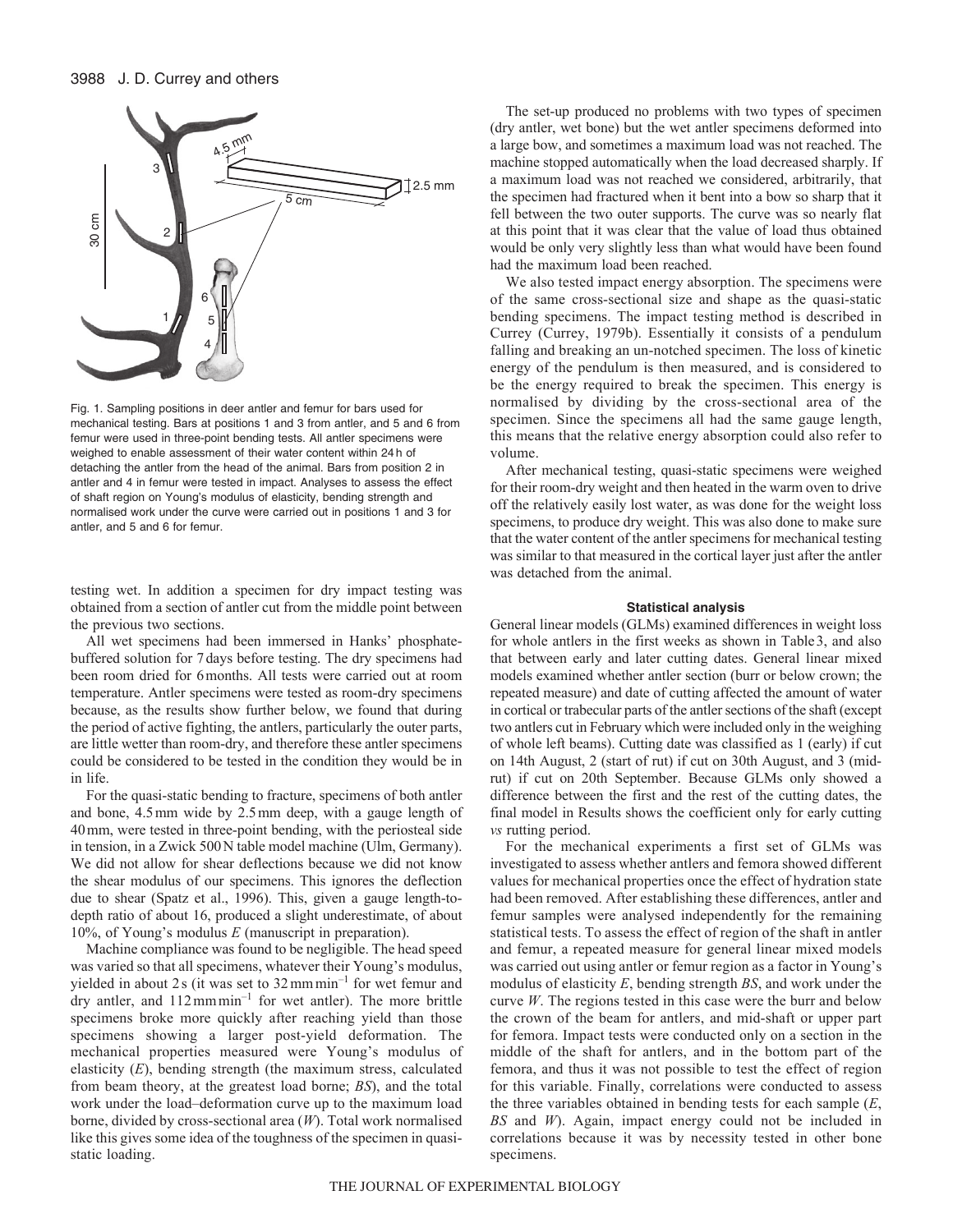4.5 mm

2.5 mm

5 cm

30 cm

3

2

1

6

5

4

Fig. 1. Sampling positions in deer antler and femur for bars used for mechanical testing. Bars at positions 1 and 3 from antler, and 5 and 6 from femur were used in three-point bending tests. All antler specimens were weighed to enable assessment of their water content within 24 h of detaching the antler from the head of the animal. Bars from position 2 in antler and 4 in femur were tested in impact. Analyses to assess the effect of shaft region on Young's modulus of elasticity, bending strength and normalised work under the curve were carried out in positions 1 and 3 for antler, and 5 and 6 for femur.

testing wet. In addition a specimen for dry impact testing was obtained from a section of antler cut from the middle point between the previous two sections.

All wet specimens had been immersed in Hanks' phosphate-buffered solution for 7 days before testing. The dry specimens had been room dried for 6 months. All tests were carried out at room temperature. Antler specimens were tested as room-dry specimens because, as the results show further below, we found that during the period of active fighting, the antlers, particularly the outer parts, are little wetter than room-dry, and therefore these antler specimens could be considered to be tested in the condition they would be in in life.

For the quasi-static bending to fracture, specimens of both antler and bone, 4.5 mm wide by 2.5 mm deep, with a gauge length of 40 mm, were tested in three-point bending, with the periosteal side in tension, in a Zwick 500 N table model machine (Ulm, Germany). We did not allow for shear deflections because we did not know the shear modulus of our specimens. This ignores the deflection due to shear (Spatz et al., 1996). This, given a gauge length-to-depth ratio of about 16, produced a slight underestimate, of about 10%, of Young's modulus *E* (manuscript in preparation).

Machine compliance was found to be negligible. The head speed was varied so that all specimens, whatever their Young's modulus, yielded in about 2 s (it was set to 32 mm min$^{-1}$ for wet femur and dry antler, and 112 mm min$^{-1}$ for wet antler). The more brittle specimens broke more quickly after reaching yield than those specimens showing a larger post-yield deformation. The mechanical properties measured were Young's modulus of elasticity (*E*), bending strength (the maximum stress, calculated from beam theory, at the greatest load borne; *BS*), and the total work under the load–deformation curve up to the maximum load borne, divided by cross-sectional area (*W*). Total work normalised like this gives some idea of the toughness of the specimen in quasi-static loading.

The set-up produced no problems with two types of specimen (dry antler, wet bone) but the wet antler specimens deformed into a large bow, and sometimes a maximum load was not reached. The machine stopped automatically when the load decreased sharply. If a maximum load was not reached we considered, arbitrarily, that the specimen had fractured when it bent into a bow so sharp that it fell between the two outer supports. The curve was so nearly flat at this point that it was clear that the value of load thus obtained would be only very slightly less than what would have been found had the maximum load been reached.

We also tested impact energy absorption. The specimens were of the same cross-sectional size and shape as the quasi-static bending specimens. The impact testing method is described in Currey (Currey, 1979b). Essentially it consists of a pendulum falling and breaking an un-notched specimen. The loss of kinetic energy of the pendulum is then measured, and is considered to be the energy required to break the specimen. This energy is normalised by dividing by the cross-sectional area of the specimen. Since the specimens all had the same gauge length, this means that the relative energy absorption could also refer to volume.

After mechanical testing, quasi-static specimens were weighed for their room-dry weight and then heated in the warm oven to drive off the relatively easily lost water, as was done for the weight loss specimens, to produce dry weight. This was also done to make sure that the water content of the antler specimens for mechanical testing was similar to that measured in the cortical layer just after the antler was detached from the animal.

### Statistical analysis

General linear models (GLMs) examined differences in weight loss for whole antlers in the first weeks as shown in Table 3, and also that between early and later cutting dates. General linear mixed models examined whether antler section (burr or below crown; the repeated measure) and date of cutting affected the amount of water in cortical or trabecular parts of the antler sections of the shaft (except two antlers cut in February which were included only in the weighing of whole left beams). Cutting date was classified as 1 (early) if cut on 14th August, 2 (start of rut) if cut on 30th August, and 3 (mid-rut) if cut on 20th September. Because GLMs only showed a difference between the first and the rest of the cutting dates, the final model in Results shows the coefficient only for early cutting *vs* rutting period.

For the mechanical experiments a first set of GLMs was investigated to assess whether antlers and femora showed different values for mechanical properties once the effect of hydration state had been removed. After establishing these differences, antler and femur samples were analysed independently for the remaining statistical tests. To assess the effect of region of the shaft in antler and femur, a repeated measure for general linear mixed models was carried out using antler or femur region as a factor in Young's modulus of elasticity *E*, bending strength *BS*, and work under the curve *W*. The regions tested in this case were the burr and below the crown of the beam for antlers, and mid-shaft or upper part for femora. Impact tests were conducted only on a section in the middle of the shaft for antlers, and in the bottom part of the femora, and thus it was not possible to test the effect of region for this variable. Finally, correlations were conducted to assess the three variables obtained in bending tests for each sample (*E*, *BS* and *W*). Again, impact energy could not be included in correlations because it was by necessity tested in other bone specimens.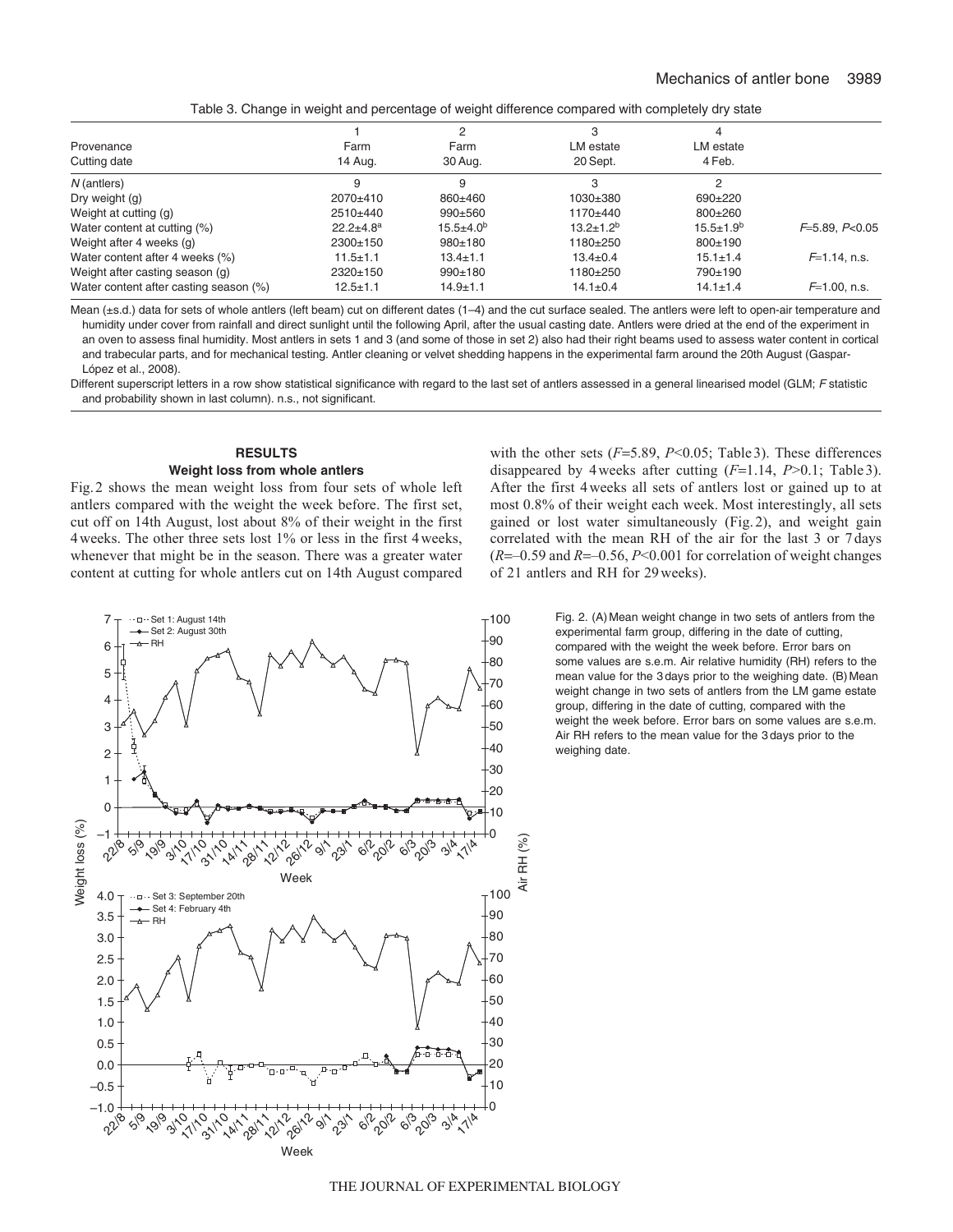Table 3. Change in weight and percentage of weight difference compared with completely dry state

| Provenance<br>Cutting date | 1<br>Farm<br>14 Aug. | 2<br>Farm<br>30 Aug. | 3<br>LM estate<br>20 Sept. | 4<br>LM estate<br>4 Feb. | |
|---|---|---|---|---|---|
| $N$ (antlers) | 9 | 9 | 3 | 2 | |
| Dry weight (g) | 2070±410 | 860±460 | 1030±380 | 690±220 | |
| Weight at cutting (g) | 2510±440 | 990±560 | 1170±440 | 800±260 | |
| Water content at cutting (%) | 22.2±4.8[a] | 15.5±4.0[b] | 13.2±1.2[b] | 15.5±1.9[b] | $F$=5.89, $P$<0.05 |
| Weight after 4 weeks (g) | 2300±150 | 980±180 | 1180±250 | 800±190 | |
| Water content after 4 weeks (%) | 11.5±1.1 | 13.4±1.1 | 13.4±0.4 | 15.1±1.4 | $F$=1.14, n.s. |
| Weight after casting season (g) | 2320±150 | 990±180 | 1180±250 | 790±190 | |
| Water content after casting season (%) | 12.5±1.1 | 14.9±1.1 | 14.1±0.4 | 14.1±1.4 | $F$=1.00, n.s. |

Mean (±s.d.) data for sets of whole antlers (left beam) cut on different dates (1–4) and the cut surface sealed. The antlers were left to open-air temperature and humidity under cover from rainfall and direct sunlight until the following April, after the usual casting date. Antlers were dried at the end of the experiment in an oven to assess final humidity. Most antlers in sets 1 and 3 (and some of those in set 2) also had their right beams used to assess water content in cortical and trabecular parts, and for mechanical testing. Antler cleaning or velvet shedding happens in the experimental farm around the 20th August (Gaspar-López et al., 2008).

Different superscript letters in a row show statistical significance with regard to the last set of antlers assessed in a general linearised model (GLM; $F$ statistic and probability shown in last column). n.s., not significant.

## RESULTS

### Weight loss from whole antlers

Fig. 2 shows the mean weight loss from four sets of whole left antlers compared with the weight the week before. The first set, cut off on 14th August, lost about 8% of their weight in the first 4 weeks. The other three sets lost 1% or less in the first 4 weeks, whenever that might be in the season. There was a greater water content at cutting for whole antlers cut on 14th August compared with the other sets ($F$=5.89, $P$<0.05; Table 3). These differences disappeared by 4 weeks after cutting ($F$=1.14, $P$>0.1; Table 3). After the first 4 weeks all sets of antlers lost or gained up to at most 0.8% of their weight each week. Most interestingly, all sets gained or lost water simultaneously (Fig. 2), and weight gain correlated with the mean RH of the air for the last 3 or 7 days ($R$=–0.59 and $R$=–0.56, $P$<0.001 for correlation of weight changes of 21 antlers and RH for 29 weeks).

Fig. 2. (A) Mean weight change in two sets of antlers from the experimental farm group, differing in the date of cutting, compared with the weight the week before. Error bars on some values are s.e.m. Air relative humidity (RH) refers to the mean value for the 3 days prior to the weighing date. (B) Mean weight change in two sets of antlers from the LM game estate group, differing in the date of cutting, compared with the weight the week before. Error bars on some values are s.e.m. Air RH refers to the mean value for the 3 days prior to the weighing date.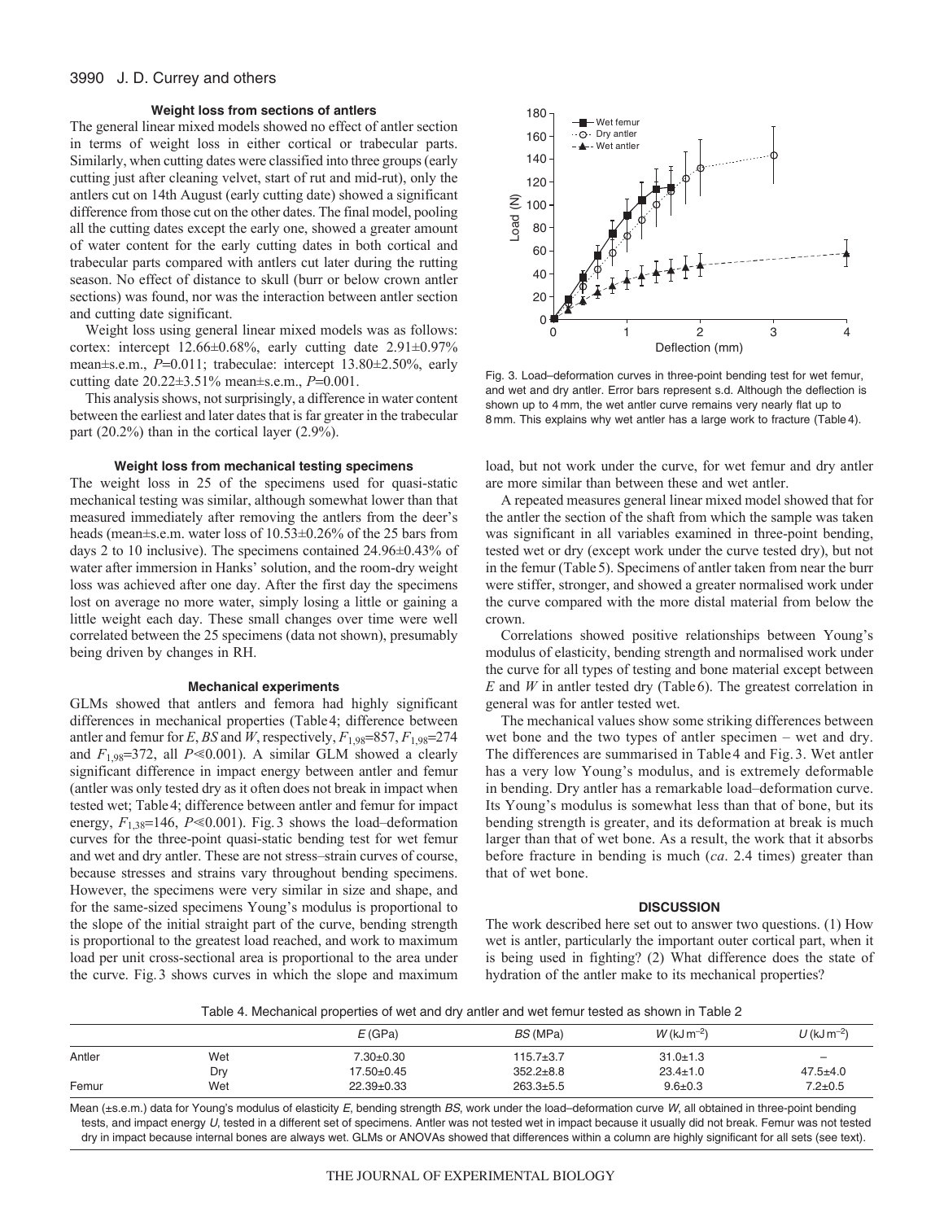### Weight loss from sections of antlers

The general linear mixed models showed no effect of antler section in terms of weight loss in either cortical or trabecular parts. Similarly, when cutting dates were classified into three groups (early cutting just after cleaning velvet, start of rut and mid-rut), only the antlers cut on 14th August (early cutting date) showed a significant difference from those cut on the other dates. The final model, pooling all the cutting dates except the early one, showed a greater amount of water content for the early cutting dates in both cortical and trabecular parts compared with antlers cut later during the rutting season. No effect of distance to skull (burr or below crown antler sections) was found, nor was the interaction between antler section and cutting date significant.

Weight loss using general linear mixed models was as follows: cortex: intercept 12.66±0.68%, early cutting date 2.91±0.97% mean±s.e.m., $P$=0.011; trabeculae: intercept 13.80±2.50%, early cutting date 20.22±3.51% mean±s.e.m., $P$=0.001.

This analysis shows, not surprisingly, a difference in water content between the earliest and later dates that is far greater in the trabecular part (20.2%) than in the cortical layer (2.9%).

### Weight loss from mechanical testing specimens

The weight loss in 25 of the specimens used for quasi-static mechanical testing was similar, although somewhat lower than that measured immediately after removing the antlers from the deer's heads (mean±s.e.m. water loss of 10.53±0.26% of the 25 bars from days 2 to 10 inclusive). The specimens contained 24.96±0.43% of water after immersion in Hanks' solution, and the room-dry weight loss was achieved after one day. After the first day the specimens lost on average no more water, simply losing a little or gaining a little weight each day. These small changes over time were well correlated between the 25 specimens (data not shown), presumably being driven by changes in RH.

### Mechanical experiments

GLMs showed that antlers and femora had highly significant differences in mechanical properties (Table 4; difference between antler and femur for $E$, $BS$ and $W$, respectively, $F_{1,98}$=857, $F_{1,98}$=274 and $F_{1,98}$=372, all $P$≪0.001). A similar GLM showed a clearly significant difference in impact energy between antler and femur (antler was only tested dry as it often does not break in impact when tested wet; Table 4; difference between antler and femur for impact energy, $F_{1,38}$=146, $P$≪0.001). Fig. 3 shows the load–deformation curves for the three-point quasi-static bending test for wet femur and wet and dry antler. These are not stress–strain curves of course, because stresses and strains vary throughout bending specimens. However, the specimens were very similar in size and shape, and for the same-sized specimens Young's modulus is proportional to the slope of the initial straight part of the curve, bending strength is proportional to the greatest load reached, and work to maximum load per unit cross-sectional area is proportional to the area under the curve. Fig. 3 shows curves in which the slope and maximum load, but not work under the curve, for wet femur and dry antler are more similar than between these and wet antler.

Fig. 3. Load–deformation curves in three-point bending test for wet femur, and wet and dry antler. Error bars represent s.d. Although the deflection is shown up to 4 mm, the wet antler curve remains very nearly flat up to 8 mm. This explains why wet antler has a large work to fracture (Table 4).

A repeated measures general linear mixed model showed that for the antler the section of the shaft from which the sample was taken was significant in all variables examined in three-point bending, tested wet or dry (except work under the curve tested dry), but not in the femur (Table 5). Specimens of antler taken from near the burr were stiffer, stronger, and showed a greater normalised work under the curve compared with the more distal material from below the crown.

Correlations showed positive relationships between Young's modulus of elasticity, bending strength and normalised work under the curve for all types of testing and bone material except between $E$ and $W$ in antler tested dry (Table 6). The greatest correlation in general was for antler tested wet.

The mechanical values show some striking differences between wet bone and the two types of antler specimen – wet and dry. The differences are summarised in Table 4 and Fig. 3. Wet antler has a very low Young's modulus, and is extremely deformable in bending. Dry antler has a remarkable load–deformation curve. Its Young's modulus is somewhat less than that of bone, but its bending strength is greater, and its deformation at break is much larger than that of wet bone. As a result, the work that it absorbs before fracture in bending is much (*ca*. 2.4 times) greater than that of wet bone.

## DISCUSSION

The work described here set out to answer two questions. (1) How wet is antler, particularly the important outer cortical part, when it is being used in fighting? (2) What difference does the state of hydration of the antler make to its mechanical properties?

Table 4. Mechanical properties of wet and dry antler and wet femur tested as shown in Table 2

| | | $E$ (GPa) | $BS$ (MPa) | $W$ (kJ m$^{-2}$) | $U$ (kJ m$^{-2}$) |
|---|---|---|---|---|---|
| Antler | Wet | 7.30±0.30 | 115.7±3.7 | 31.0±1.3 | – |
| | Dry | 17.50±0.45 | 352.2±8.8 | 23.4±1.0 | 47.5±4.0 |
| Femur | Wet | 22.39±0.33 | 263.3±5.5 | 9.6±0.3 | 7.2±0.5 |

Mean (±s.e.m.) data for Young's modulus of elasticity $E$, bending strength $BS$, work under the load–deformation curve $W$, all obtained in three-point bending tests, and impact energy $U$, tested in a different set of specimens. Antler was not tested wet in impact because it usually did not break. Femur was not tested dry in impact because internal bones are always wet. GLMs or ANOVAs showed that differences within a column are highly significant for all sets (see text).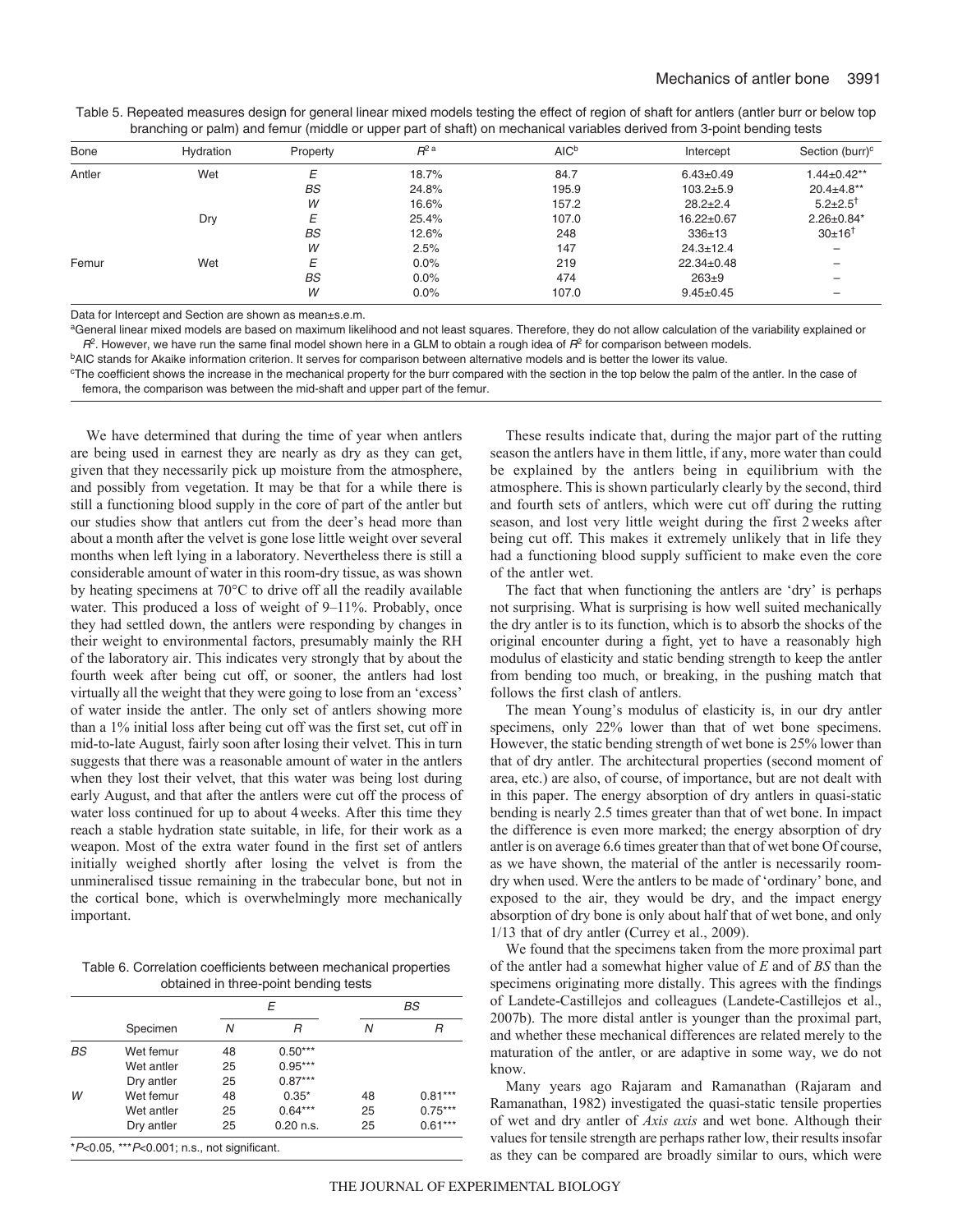Table 5. Repeated measures design for general linear mixed models testing the effect of region of shaft for antlers (antler burr or below top branching or palm) and femur (middle or upper part of shaft) on mechanical variables derived from 3-point bending tests

| Bone | Hydration | Property | $R^2$ [a] | AIC[b] | Intercept | Section (burr)[c] |
|---|---|---|---|---|---|---|
| Antler | Wet | *E* | 18.7% | 84.7 | 6.43±0.49 | 1.44±0.42** |
| | | *BS* | 24.8% | 195.9 | 103.2±5.9 | 20.4±4.8** |
| | | *W* | 16.6% | 157.2 | 28.2±2.4 | 5.2±2.5[†] |
| | Dry | *E* | 25.4% | 107.0 | 16.22±0.67 | 2.26±0.84* |
| | | *BS* | 12.6% | 248 | 336±13 | 30±16[†] |
| | | *W* | 2.5% | 147 | 24.3±12.4 | – |
| Femur | Wet | *E* | 0.0% | 219 | 22.34±0.48 | – |
| | | *BS* | 0.0% | 474 | 263±9 | – |
| | | *W* | 0.0% | 107.0 | 9.45±0.45 | – |

Data for Intercept and Section are shown as mean±s.e.m.

[a]General linear mixed models are based on maximum likelihood and not least squares. Therefore, they do not allow calculation of the variability explained or $R^2$. However, we have run the same final model shown here in a GLM to obtain a rough idea of $R^2$ for comparison between models.

[b]AIC stands for Akaike information criterion. It serves for comparison between alternative models and is better the lower its value.

[c]The coefficient shows the increase in the mechanical property for the burr compared with the section in the top below the palm of the antler. In the case of femora, the comparison was between the mid-shaft and upper part of the femur.

We have determined that during the time of year when antlers are being used in earnest they are nearly as dry as they can get, given that they necessarily pick up moisture from the atmosphere, and possibly from vegetation. It may be that for a while there is still a functioning blood supply in the core of part of the antler but our studies show that antlers cut from the deer's head more than about a month after the velvet is gone lose little weight over several months when left lying in a laboratory. Nevertheless there is still a considerable amount of water in this room-dry tissue, as was shown by heating specimens at 70°C to drive off all the readily available water. This produced a loss of weight of 9–11%. Probably, once they had settled down, the antlers were responding by changes in their weight to environmental factors, presumably mainly the RH of the laboratory air. This indicates very strongly that by about the fourth week after being cut off, or sooner, the antlers had lost virtually all the weight that they were going to lose from an 'excess' of water inside the antler. The only set of antlers showing more than a 1% initial loss after being cut off was the first set, cut off in mid-to-late August, fairly soon after losing their velvet. This in turn suggests that there was a reasonable amount of water in the antlers when they lost their velvet, that this water was being lost during early August, and that after the antlers were cut off the process of water loss continued for up to about 4 weeks. After this time they reach a stable hydration state suitable, in life, for their work as a weapon. Most of the extra water found in the first set of antlers initially weighed shortly after losing the velvet is from the unmineralised tissue remaining in the trabecular bone, but not in the cortical bone, which is overwhelmingly more mechanically important.

Table 6. Correlation coefficients between mechanical properties obtained in three-point bending tests

| | | *E* | | *BS* | |
|---|---|---|---|---|---|
| | Specimen | *N* | *R* | *N* | *R* |
| *BS* | Wet femur | 48 | 0.50*** | | |
| | Wet antler | 25 | 0.95*** | | |
| | Dry antler | 25 | 0.87*** | | |
| *W* | Wet femur | 48 | 0.35* | 48 | 0.81*** |
| | Wet antler | 25 | 0.64*** | 25 | 0.75*** |
| | Dry antler | 25 | 0.20 n.s. | 25 | 0.61*** |

**P*<0.05, ****P*<0.001; n.s., not significant.

These results indicate that, during the major part of the rutting season the antlers have in them little, if any, more water than could be explained by the antlers being in equilibrium with the atmosphere. This is shown particularly clearly by the second, third and fourth sets of antlers, which were cut off during the rutting season, and lost very little weight during the first 2 weeks after being cut off. This makes it extremely unlikely that in life they had a functioning blood supply sufficient to make even the core of the antler wet.

The fact that when functioning the antlers are 'dry' is perhaps not surprising. What is surprising is how well suited mechanically the dry antler is to its function, which is to absorb the shocks of the original encounter during a fight, yet to have a reasonably high modulus of elasticity and static bending strength to keep the antler from bending too much, or breaking, in the pushing match that follows the first clash of antlers.

The mean Young's modulus of elasticity is, in our dry antler specimens, only 22% lower than that of wet bone specimens. However, the static bending strength of wet bone is 25% lower than that of dry antler. The architectural properties (second moment of area, etc.) are also, of course, of importance, but are not dealt with in this paper. The energy absorption of dry antlers in quasi-static bending is nearly 2.5 times greater than that of wet bone. In impact the difference is even more marked; the energy absorption of dry antler is on average 6.6 times greater than that of wet bone Of course, as we have shown, the material of the antler is necessarily room-dry when used. Were the antlers to be made of 'ordinary' bone, and exposed to the air, they would be dry, and the impact energy absorption of dry bone is only about half that of wet bone, and only 1/13 that of dry antler (Currey et al., 2009).

We found that the specimens taken from the more proximal part of the antler had a somewhat higher value of *E* and of *BS* than the specimens originating more distally. This agrees with the findings of Landete-Castillejos and colleagues (Landete-Castillejos et al., 2007b). The more distal antler is younger than the proximal part, and whether these mechanical differences are related merely to the maturation of the antler, or are adaptive in some way, we do not know.

Many years ago Rajaram and Ramanathan (Rajaram and Ramanathan, 1982) investigated the quasi-static tensile properties of wet and dry antler of *Axis axis* and wet bone. Although their values for tensile strength are perhaps rather low, their results insofar as they can be compared are broadly similar to ours, which were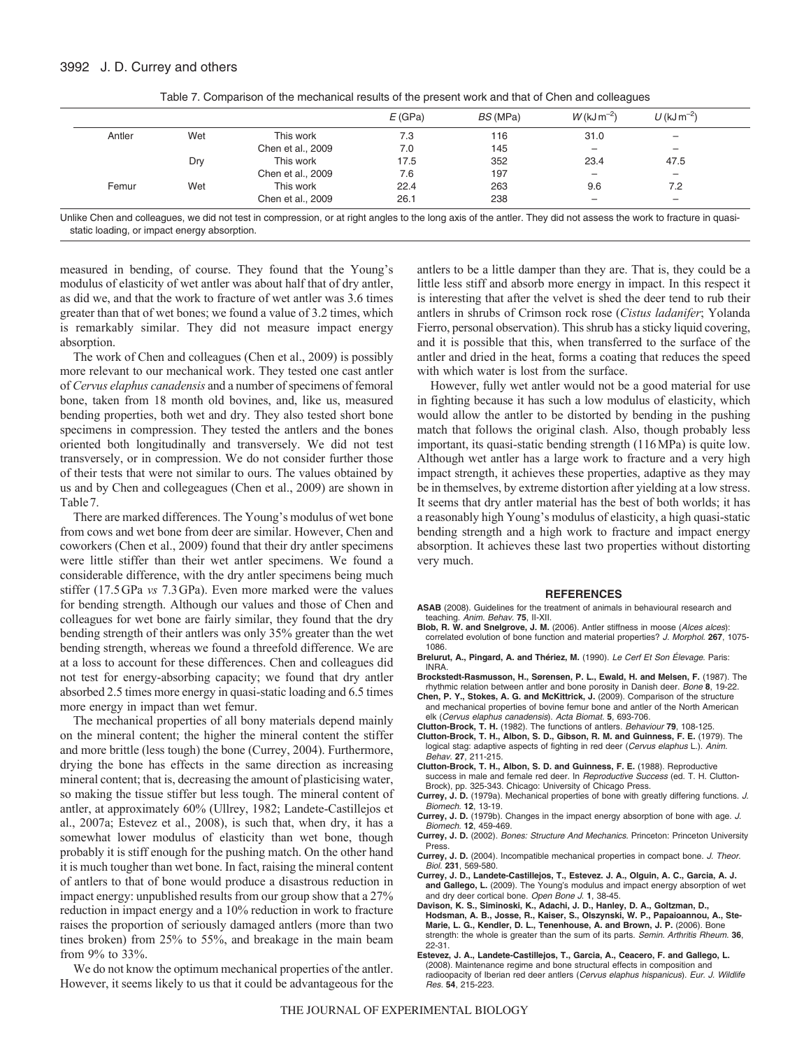Table 7. Comparison of the mechanical results of the present work and that of Chen and colleagues

| | | | $E$ (GPa) | $BS$ (MPa) | $W$ (kJ m$^{-2}$) | $U$ (kJ m$^{-2}$) |
|---|---|---|---|---|---|---|
| Antler | Wet | This work | 7.3 | 116 | 31.0 | – |
| | | Chen et al., 2009 | 7.0 | 145 | – | – |
| | Dry | This work | 17.5 | 352 | 23.4 | 47.5 |
| | | Chen et al., 2009 | 7.6 | 197 | – | – |
| Femur | Wet | This work | 22.4 | 263 | 9.6 | 7.2 |
| | | Chen et al., 2009 | 26.1 | 238 | – | – |

Unlike Chen and colleagues, we did not test in compression, or at right angles to the long axis of the antler. They did not assess the work to fracture in quasi-static loading, or impact energy absorption.

measured in bending, of course. They found that the Young's modulus of elasticity of wet antler was about half that of dry antler, as did we, and that the work to fracture of wet antler was 3.6 times greater than that of wet bones; we found a value of 3.2 times, which is remarkably similar. They did not measure impact energy absorption.

The work of Chen and colleagues (Chen et al., 2009) is possibly more relevant to our mechanical work. They tested one cast antler of *Cervus elaphus canadensis* and a number of specimens of femoral bone, taken from 18 month old bovines, and, like us, measured bending properties, both wet and dry. They also tested short bone specimens in compression. They tested the antlers and the bones oriented both longitudinally and transversely. We did not test transversely, or in compression. We do not consider further those of their tests that were not similar to ours. The values obtained by us and by Chen and collegeagues (Chen et al., 2009) are shown in Table 7.

There are marked differences. The Young's modulus of wet bone from cows and wet bone from deer are similar. However, Chen and coworkers (Chen et al., 2009) found that their dry antler specimens were little stiffer than their wet antler specimens. We found a considerable difference, with the dry antler specimens being much stiffer (17.5 GPa *vs* 7.3 GPa). Even more marked were the values for bending strength. Although our values and those of Chen and colleagues for wet bone are fairly similar, they found that the dry bending strength of their antlers was only 35% greater than the wet bending strength, whereas we found a threefold difference. We are at a loss to account for these differences. Chen and colleagues did not test for energy-absorbing capacity; we found that dry antler absorbed 2.5 times more energy in quasi-static loading and 6.5 times more energy in impact than wet femur.

The mechanical properties of all bony materials depend mainly on the mineral content; the higher the mineral content the stiffer and more brittle (less tough) the bone (Currey, 2004). Furthermore, drying the bone has effects in the same direction as increasing mineral content; that is, decreasing the amount of plasticising water, so making the tissue stiffer but less tough. The mineral content of antler, at approximately 60% (Ullrey, 1982; Landete-Castillejos et al., 2007a; Estevez et al., 2008), is such that, when dry, it has a somewhat lower modulus of elasticity than wet bone, though probably it is stiff enough for the pushing match. On the other hand it is much tougher than wet bone. In fact, raising the mineral content of antlers to that of bone would produce a disastrous reduction in impact energy: unpublished results from our group show that a 27% reduction in impact energy and a 10% reduction in work to fracture raises the proportion of seriously damaged antlers (more than two tines broken) from 25% to 55%, and breakage in the main beam from 9% to 33%.

We do not know the optimum mechanical properties of the antler. However, it seems likely to us that it could be advantageous for the antlers to be a little damper than they are. That is, they could be a little less stiff and absorb more energy in impact. In this respect it is interesting that after the velvet is shed the deer tend to rub their antlers in shrubs of Crimson rock rose (*Cistus ladanifer*; Yolanda Fierro, personal observation). This shrub has a sticky liquid covering, and it is possible that this, when transferred to the surface of the antler and dried in the heat, forms a coating that reduces the speed with which water is lost from the surface.

However, fully wet antler would not be a good material for use in fighting because it has such a low modulus of elasticity, which would allow the antler to be distorted by bending in the pushing match that follows the original clash. Also, though probably less important, its quasi-static bending strength (116 MPa) is quite low. Although wet antler has a large work to fracture and a very high impact strength, it achieves these properties, adaptive as they may be in themselves, by extreme distortion after yielding at a low stress. It seems that dry antler material has the best of both worlds; it has a reasonably high Young's modulus of elasticity, a high quasi-static bending strength and a high work to fracture and impact energy absorption. It achieves these last two properties without distorting very much.

## REFERENCES

**ASAB** (2008). Guidelines for the treatment of animals in behavioural research and teaching. *Anim. Behav.* **75**, II-XII.

**Blob, R. W. and Snelgrove, J. M.** (2006). Antler stiffness in moose (*Alces alces*): correlated evolution of bone function and material properties? *J. Morphol.* **267**, 1075-1086.

**Brelurut, A., Pingard, A. and Thériez, M.** (1990). *Le Cerf Et Son Élevage.* Paris: INRA.

**Brockstedt-Rasmusson, H., Sørensen, P. L., Ewald, H. and Melsen, F.** (1987). The rhythmic relation between antler and bone porosity in Danish deer. *Bone* **8**, 19-22.

**Chen, P. Y., Stokes, A. G. and McKittrick, J.** (2009). Comparison of the structure and mechanical properties of bovine femur bone and antler of the North American elk (*Cervus elaphus canadensis*). *Acta Biomat.* **5**, 693-706.

**Clutton-Brock, T. H.** (1982). The functions of antlers. *Behaviour* **79**, 108-125.

**Clutton-Brock, T. H., Albon, S. D., Gibson, R. M. and Guinness, F. E.** (1979). The logical stag: adaptive aspects of fighting in red deer (*Cervus elaphus* L.). *Anim. Behav.* **27**, 211-215.

**Clutton-Brock, T. H., Albon, S. D. and Guinness, F. E.** (1988). Reproductive success in male and female red deer. In *Reproductive Success* (ed. T. H. Clutton-Brock), pp. 325-343. Chicago: University of Chicago Press.

**Currey, J. D.** (1979a). Mechanical properties of bone with greatly differing functions. *J. Biomech.* **12**, 13-19.

**Currey, J. D.** (1979b). Changes in the impact energy absorption of bone with age. *J. Biomech.* **12**, 459-469.

**Currey, J. D.** (2002). *Bones: Structure And Mechanics.* Princeton: Princeton University Press.

**Currey, J. D.** (2004). Incompatible mechanical properties in compact bone. *J. Theor. Biol.* **231**, 569-580.

**Currey, J. D., Landete-Castillejos, T., Estevez. J. A., Olguin, A. C., Garcia, A. J. and Gallego, L.** (2009). The Young's modulus and impact energy absorption of wet and dry deer cortical bone. *Open Bone J.* **1**, 38-45.

**Davison, K. S., Siminoski, K., Adachi, J. D., Hanley, D. A., Goltzman, D., Hodsman, A. B., Josse, R., Kaiser, S., Olszynski, W. P., Papaioannou, A., Ste-Marie, L. G., Kendler, D. L., Tenenhouse, A. and Brown, J. P.** (2006). Bone strength: the whole is greater than the sum of its parts. *Semin. Arthritis Rheum.* **36**, 22-31.

**Estevez, J. A., Landete-Castillejos, T., Garcia, A., Ceacero, F. and Gallego, L.** (2008). Maintenance regime and bone structural effects in composition and radioopacity of Iberian red deer antlers (*Cervus elaphus hispanicus*). *Eur. J. Wildlife Res.* **54**, 215-223.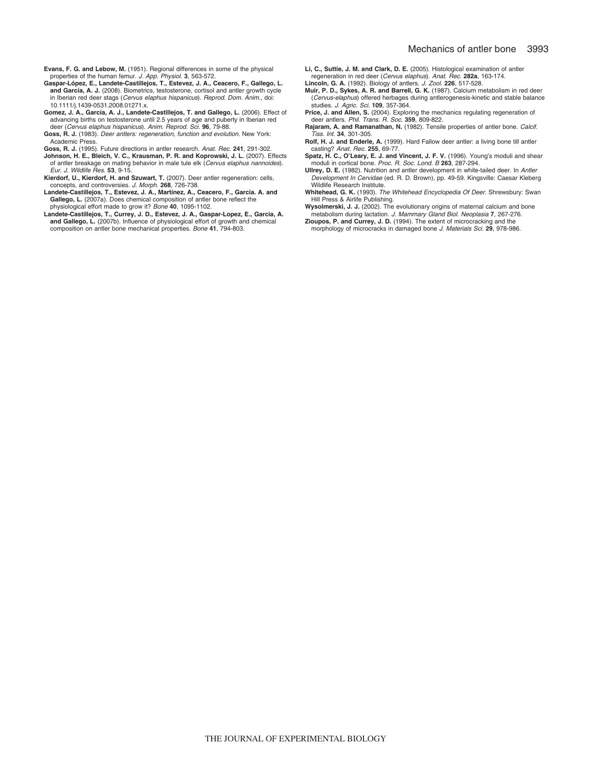**Evans, F. G. and Lebow, M.** (1951). Regional differences in some of the physical properties of the human femur. *J. App. Physiol.* **3**, 563-572.

**Gaspar-López, E., Landete-Castillejos, T., Estevez, J. A., Ceacero, F., Gallego, L. and García, A. J.** (2008). Biometrics, testosterone, cortisol and antler growth cycle in Iberian red deer stags (*Cervus elaphus hispanicus*). *Reprod. Dom. Anim.*, doi: 10.1111/j.1439-0531.2008.01271.x.

**Gomez, J. A., García, A. J., Landete-Castillejos, T. and Gallego, L.** (2006). Effect of advancing births on testosterone until 2.5 years of age and puberty in Iberian red deer (*Cervus elaphus hispanicus*). *Anim. Reprod. Sci.* **96**, 79-88.

**Goss, R. J.** (1983). *Deer antlers: regeneration, function and evolution*. New York: Academic Press.

**Goss, R. J.** (1995). Future directions in antler research. *Anat. Rec.* **241**, 291-302.

**Johnson, H. E., Bleich, V. C., Krausman, P. R. and Koprowski, J. L.** (2007). Effects of antler breakage on mating behavior in male tule elk (*Cervus elaphus nannoides*). *Eur. J. Wildlife Res.* **53**, 9-15.

**Kierdorf, U., Kierdorf, H. and Szuwart, T.** (2007). Deer antler regeneration: cells, concepts, and controversies. *J. Morph.* **268**, 726-738.

**Landete-Castillejos, T., Estevez, J. A., Martínez, A., Ceacero, F., Garcia. A. and Gallego, L.** (2007a). Does chemical composition of antler bone reflect the physiological effort made to grow it? *Bone* **40**, 1095-1102.

**Landete-Castillejos, T., Currey, J. D., Estevez, J. A., Gaspar-Lopez, E., Garcia, A. and Gallego, L.** (2007b). Influence of physiological effort of growth and chemical composition on antler bone mechanical properties. *Bone* **41**, 794-803.

**Li, C., Suttie, J. M. and Clark, D. E.** (2005). Histological examination of antler regeneration in red deer (*Cervus elaphus*). *Anat. Rec.* **282a**, 163-174.

**Lincoln, G. A.** (1992). Biology of antlers. *J. Zool.* **226**, 517-528.

**Muir, P. D., Sykes, A. R. and Barrell, G. K.** (1987). Calcium metabolism in red deer (*Cervus-elaphus*) offered herbages during antlerogenesis-kinetic and stable balance studies. *J. Agric. Sci.* **109**, 357-364.

**Price, J. and Allen, S.** (2004). Exploring the mechanics regulating regeneration of deer antlers. *Phil. Trans. R. Soc.* **359**, 809-822.

**Rajaram, A. and Ramanathan, N.** (1982). Tensile properties of antler bone. *Calcif. Tiss. Int.* **34**, 301-305.

**Rolf, H. J. and Enderle, A.** (1999). Hard Fallow deer antler: a living bone till antler casting? *Anat. Rec.* **255**, 69-77.

**Spatz, H. C., O'Leary, E. J. and Vincent, J. F. V.** (1996). Young's moduli and shear moduli in cortical bone. *Proc. R. Soc. Lond. B* **263**, 287-294.

**Ullrey, D. E.** (1982). Nutrition and antler development in white-tailed deer. In *Antler Development In Cervidae* (ed. R. D. Brown), pp. 49-59. Kingsville: Caesar Kleberg Wildlife Research Institute.

**Whitehead, G. K.** (1993). *The Whitehead Encyclopedia Of Deer*. Shrewsbury: Swan Hill Press & Airlife Publishing.

**Wysolmerski, J. J.** (2002). The evolutionary origins of maternal calcium and bone metabolism during lactation. *J. Mammary Gland Biol. Neoplasia* **7**, 267-276.

**Zioupos, P. and Currey, J. D.** (1994). The extent of microcracking and the morphology of microcracks in damaged bone *J. Materials Sci.* **29**, 978-986.